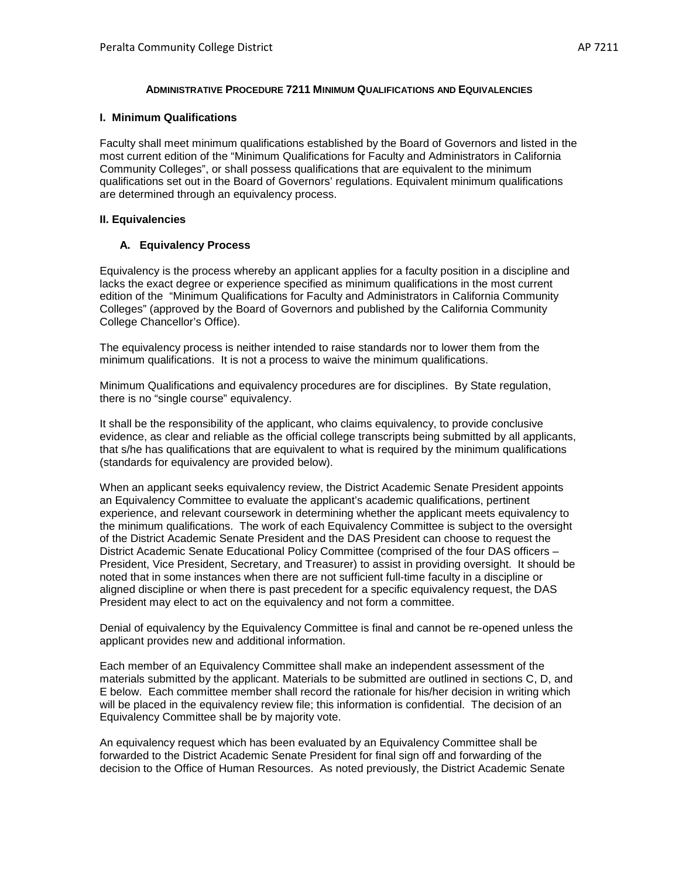# ADMINISTRATIVE PROCEDURE 7211 MINIMUM QUALIFICATIONS AND EQUIVALENCIES

## I. Minimum Qualifications

Faculty shall meet minimum qualifications established by the Board of Governors and listed in the most current edition of the "Minimum Qualifications for Faculty and Administrators in California Community Colleges", or shall possess qualifications that are equivalent to the minimum qualifications set out in the Board of Governors' regulations. Equivalent minimum qualifications are determined through an equivalency process.

## II. Equivalencies

### A. Equivalency Process

Equivalency is the process whereby an applicant applies for a faculty position in a discipline and lacks the exact degree or experience specified as minimum qualifications in the most current edition of the "Minimum Qualifications for Faculty and Administrators in California Community Colleges" (approved by the Board of Governors and published by the California Community College Chancellor's Office).

The equivalency process is neither intended to raise standards nor to lower them from the minimum qualifications. It is not a process to waive the minimum qualifications.

Minimum Qualifications and equivalency procedures are for disciplines. By State regulation, there is no "single course" equivalency.

It shall be the responsibility of the applicant, who claims equivalency, to provide conclusive evidence, as clear and reliable as the official college transcripts being submitted by all applicants, that s/he has qualifications that are equivalent to what is required by the minimum qualifications (standards for equivalency are provided below).

When an applicant seeks equivalency review, the District Academic Senate President appoints an Equivalency Committee to evaluate the applicant's academic qualifications, pertinent experience, and relevant coursework in determining whether the applicant meets equivalency to the minimum qualifications. The work of each Equivalency Committee is subject to the oversight of the District Academic Senate President and the DAS President can choose to request the District Academic Senate Educational Policy Committee (comprised of the four DAS officers – President, Vice President, Secretary, and Treasurer) to assist in providing oversight. It should be noted that in some instances when there are not sufficient full-time faculty in a discipline or aligned discipline or when there is past precedent for a specific equivalency request, the DAS President may elect to act on the equivalency and not form a committee.

Denial of equivalency by the Equivalency Committee is final and cannot be re-opened unless the applicant provides new and additional information.

Each member of an Equivalency Committee shall make an independent assessment of the materials submitted by the applicant. Materials to be submitted are outlined in sections C, D, and E below. Each committee member shall record the rationale for his/her decision in writing which will be placed in the equivalency review file; this information is confidential. The decision of an Equivalency Committee shall be by majority vote.

An equivalency request which has been evaluated by an Equivalency Committee shall be forwarded to the District Academic Senate President for final sign off and forwarding of the decision to the Office of Human Resources. As noted previously, the District Academic Senate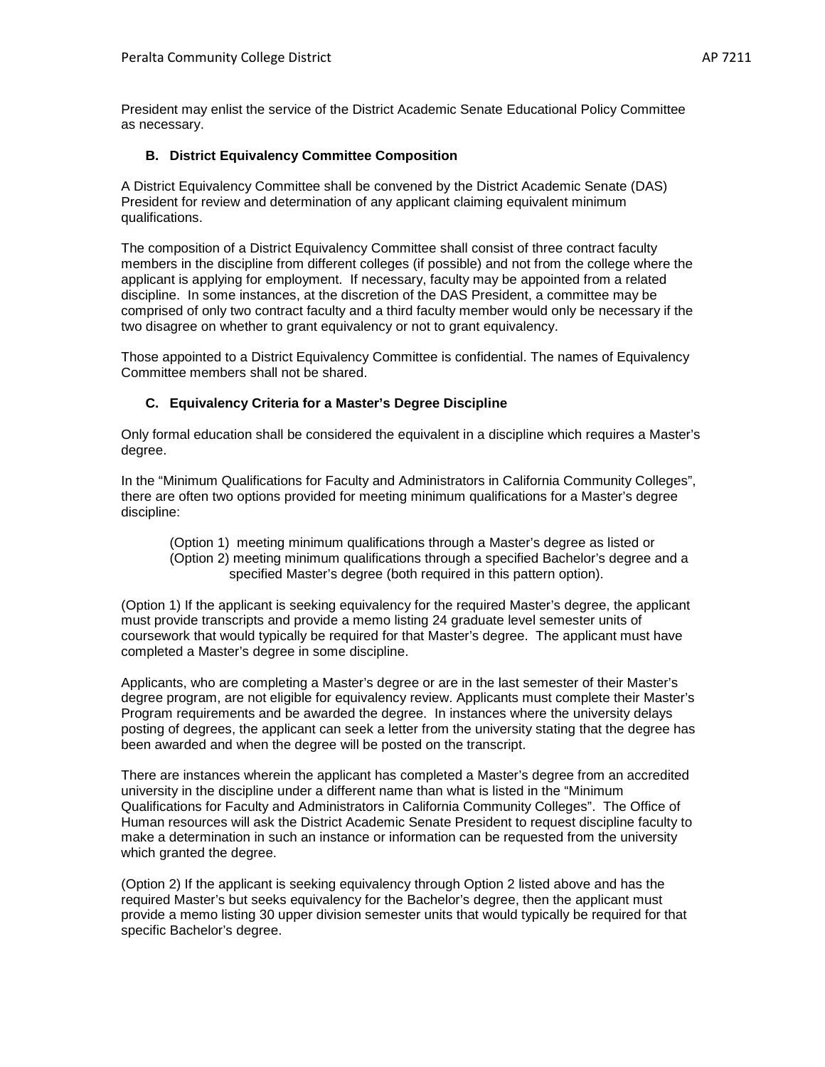President may enlist the service of the District Academic Senate Educational Policy Committee as necessary.

### B. District Equivalency Committee Composition

A District Equivalency Committee shall be convened by the District Academic Senate (DAS) President for review and determination of any applicant claiming equivalent minimum qualifications.

The composition of a District Equivalency Committee shall consist of three contract faculty members in the discipline from different colleges (if possible) and not from the college where the applicant is applying for employment. If necessary, faculty may be appointed from a related discipline. In some instances, at the discretion of the DAS President, a committee may be comprised of only two contract faculty and a third faculty member would only be necessary if the two disagree on whether to grant equivalency or not to grant equivalency.

Those appointed to a District Equivalency Committee is confidential. The names of Equivalency Committee members shall not be shared.

### C. Equivalency Criteria for a Master's Degree Discipline

Only formal education shall be considered the equivalent in a discipline which requires a Master's degree.

In the "Minimum Qualifications for Faculty and Administrators in California Community Colleges", there are often two options provided for meeting minimum qualifications for a Master's degree discipline:

> (Option 1) meeting minimum qualifications through a Master's degree as listed or
> (Option 2) meeting minimum qualifications through a specified Bachelor's degree and a specified Master's degree (both required in this pattern option).

(Option 1) If the applicant is seeking equivalency for the required Master's degree, the applicant must provide transcripts and provide a memo listing 24 graduate level semester units of coursework that would typically be required for that Master's degree. The applicant must have completed a Master's degree in some discipline.

Applicants, who are completing a Master's degree or are in the last semester of their Master's degree program, are not eligible for equivalency review. Applicants must complete their Master's Program requirements and be awarded the degree. In instances where the university delays posting of degrees, the applicant can seek a letter from the university stating that the degree has been awarded and when the degree will be posted on the transcript.

There are instances wherein the applicant has completed a Master's degree from an accredited university in the discipline under a different name than what is listed in the "Minimum Qualifications for Faculty and Administrators in California Community Colleges". The Office of Human resources will ask the District Academic Senate President to request discipline faculty to make a determination in such an instance or information can be requested from the university which granted the degree.

(Option 2) If the applicant is seeking equivalency through Option 2 listed above and has the required Master's but seeks equivalency for the Bachelor's degree, then the applicant must provide a memo listing 30 upper division semester units that would typically be required for that specific Bachelor's degree.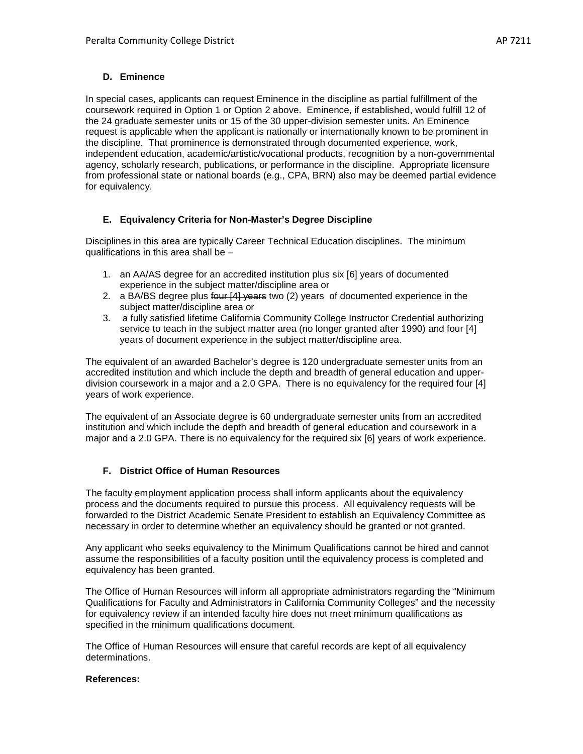### D. Eminence

In special cases, applicants can request Eminence in the discipline as partial fulfillment of the coursework required in Option 1 or Option 2 above. Eminence, if established, would fulfill 12 of the 24 graduate semester units or 15 of the 30 upper-division semester units. An Eminence request is applicable when the applicant is nationally or internationally known to be prominent in the discipline. That prominence is demonstrated through documented experience, work, independent education, academic/artistic/vocational products, recognition by a non-governmental agency, scholarly research, publications, or performance in the discipline. Appropriate licensure from professional state or national boards (e.g., CPA, BRN) also may be deemed partial evidence for equivalency.

### E. Equivalency Criteria for Non-Master's Degree Discipline

Disciplines in this area are typically Career Technical Education disciplines. The minimum qualifications in this area shall be –

1. an AA/AS degree for an accredited institution plus six [6] years of documented experience in the subject matter/discipline area or
2. a BA/BS degree plus ~~four [4] years~~ two (2) years of documented experience in the subject matter/discipline area or
3. a fully satisfied lifetime California Community College Instructor Credential authorizing service to teach in the subject matter area (no longer granted after 1990) and four [4] years of document experience in the subject matter/discipline area.

The equivalent of an awarded Bachelor's degree is 120 undergraduate semester units from an accredited institution and which include the depth and breadth of general education and upper-division coursework in a major and a 2.0 GPA. There is no equivalency for the required four [4] years of work experience.

The equivalent of an Associate degree is 60 undergraduate semester units from an accredited institution and which include the depth and breadth of general education and coursework in a major and a 2.0 GPA. There is no equivalency for the required six [6] years of work experience.

### F. District Office of Human Resources

The faculty employment application process shall inform applicants about the equivalency process and the documents required to pursue this process. All equivalency requests will be forwarded to the District Academic Senate President to establish an Equivalency Committee as necessary in order to determine whether an equivalency should be granted or not granted.

Any applicant who seeks equivalency to the Minimum Qualifications cannot be hired and cannot assume the responsibilities of a faculty position until the equivalency process is completed and equivalency has been granted.

The Office of Human Resources will inform all appropriate administrators regarding the "Minimum Qualifications for Faculty and Administrators in California Community Colleges" and the necessity for equivalency review if an intended faculty hire does not meet minimum qualifications as specified in the minimum qualifications document.

The Office of Human Resources will ensure that careful records are kept of all equivalency determinations.

**References:**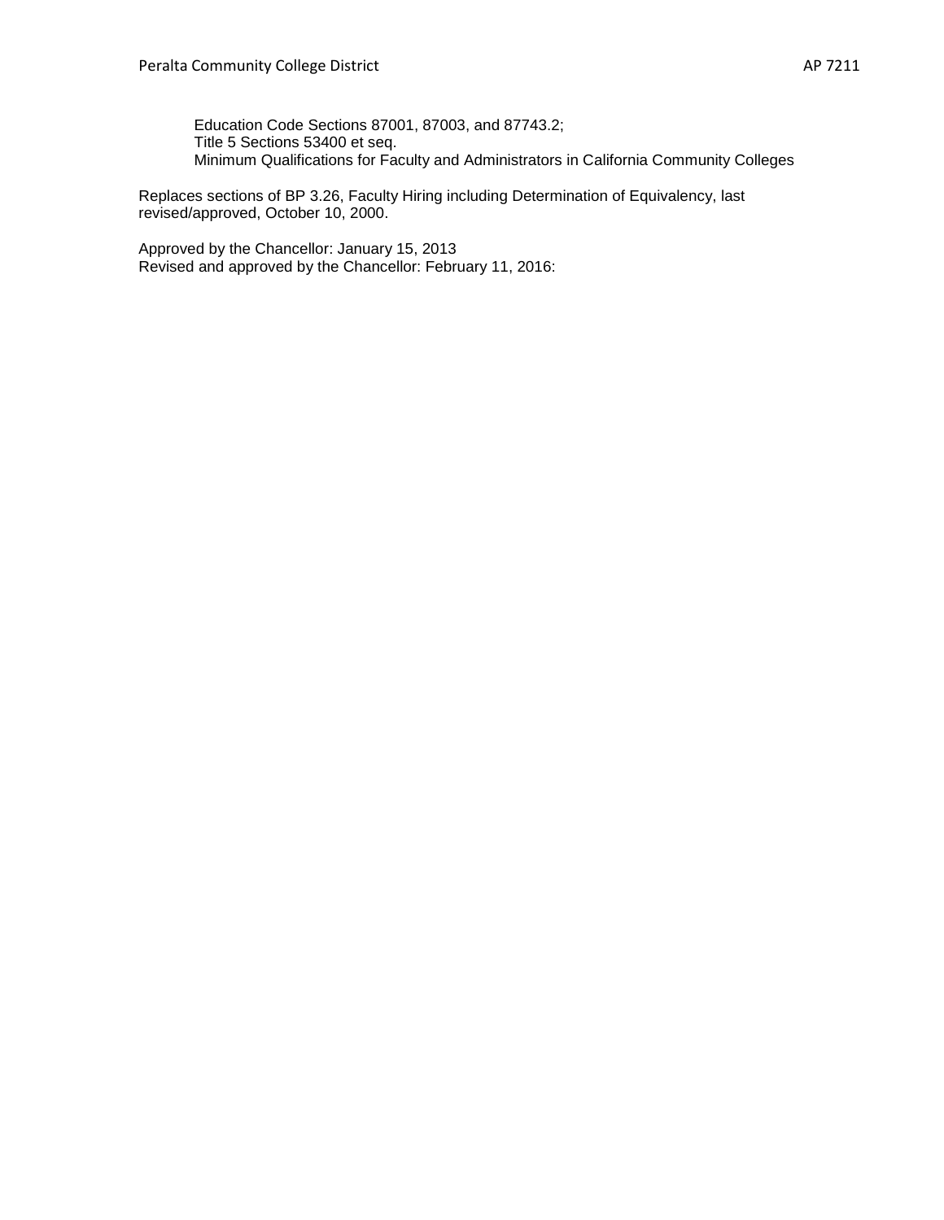Education Code Sections 87001, 87003, and 87743.2;
Title 5 Sections 53400 et seq.
Minimum Qualifications for Faculty and Administrators in California Community Colleges

Replaces sections of BP 3.26, Faculty Hiring including Determination of Equivalency, last revised/approved, October 10, 2000.

Approved by the Chancellor: January 15, 2013
Revised and approved by the Chancellor: February 11, 2016: